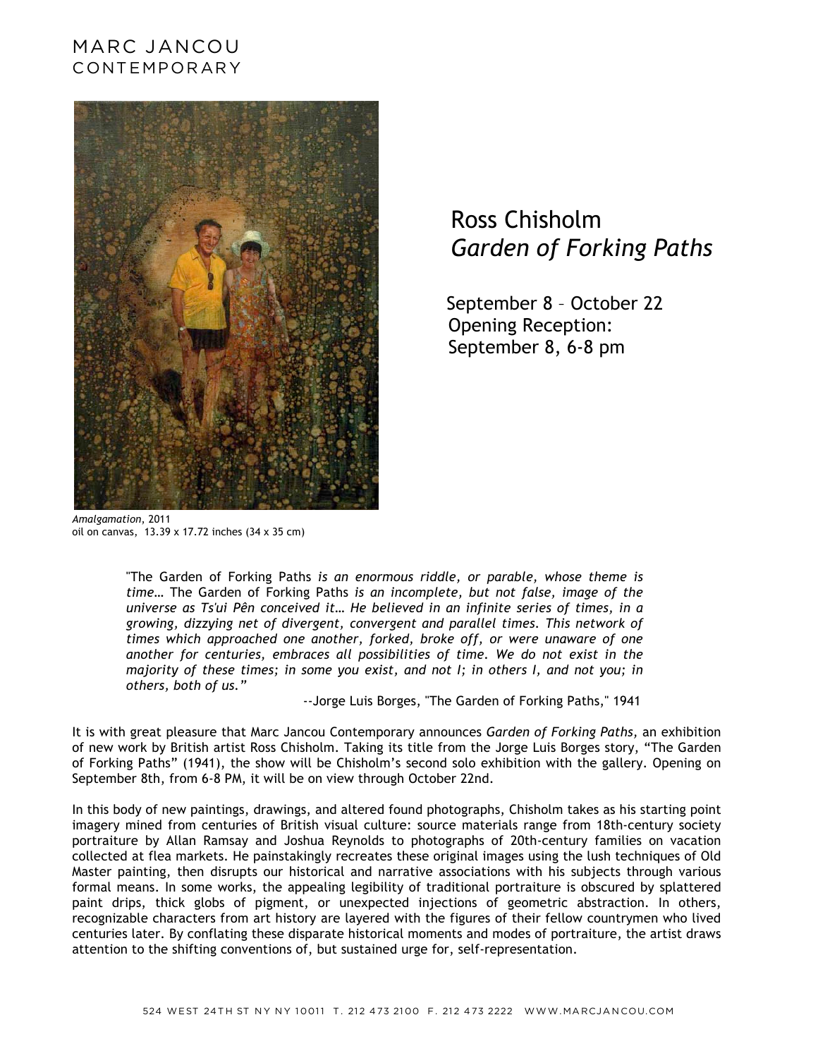MARC JANCOU
CONTEMPORARY

*Amalgamation*, 2011
oil on canvas, 13.39 x 17.72 inches (34 x 35 cm)

# Ross Chisholm
# *Garden of Forking Paths*

September 8 – October 22
Opening Reception:
September 8, 6-8 pm

> "The Garden of Forking Paths *is an enormous riddle, or parable, whose theme is time…* The Garden of Forking Paths *is an incomplete, but not false, image of the universe as Ts'ui Pên conceived it… He believed in an infinite series of times, in a growing, dizzying net of divergent, convergent and parallel times. This network of times which approached one another, forked, broke off, or were unaware of one another for centuries, embraces all possibilities of time. We do not exist in the majority of these times; in some you exist, and not I; in others I, and not you; in others, both of us."*
>
> --Jorge Luis Borges, "The Garden of Forking Paths," 1941

It is with great pleasure that Marc Jancou Contemporary announces *Garden of Forking Paths,* an exhibition of new work by British artist Ross Chisholm. Taking its title from the Jorge Luis Borges story, "The Garden of Forking Paths" (1941), the show will be Chisholm's second solo exhibition with the gallery. Opening on September 8th, from 6-8 PM, it will be on view through October 22nd.

In this body of new paintings, drawings, and altered found photographs, Chisholm takes as his starting point imagery mined from centuries of British visual culture: source materials range from 18th-century society portraiture by Allan Ramsay and Joshua Reynolds to photographs of 20th-century families on vacation collected at flea markets. He painstakingly recreates these original images using the lush techniques of Old Master painting, then disrupts our historical and narrative associations with his subjects through various formal means. In some works, the appealing legibility of traditional portraiture is obscured by splattered paint drips, thick globs of pigment, or unexpected injections of geometric abstraction. In others, recognizable characters from art history are layered with the figures of their fellow countrymen who lived centuries later. By conflating these disparate historical moments and modes of portraiture, the artist draws attention to the shifting conventions of, but sustained urge for, self-representation.

524 WEST 24TH ST NY NY 10011 T. 212 473 2100 F. 212 473 2222 WWW.MARCJANCOU.COM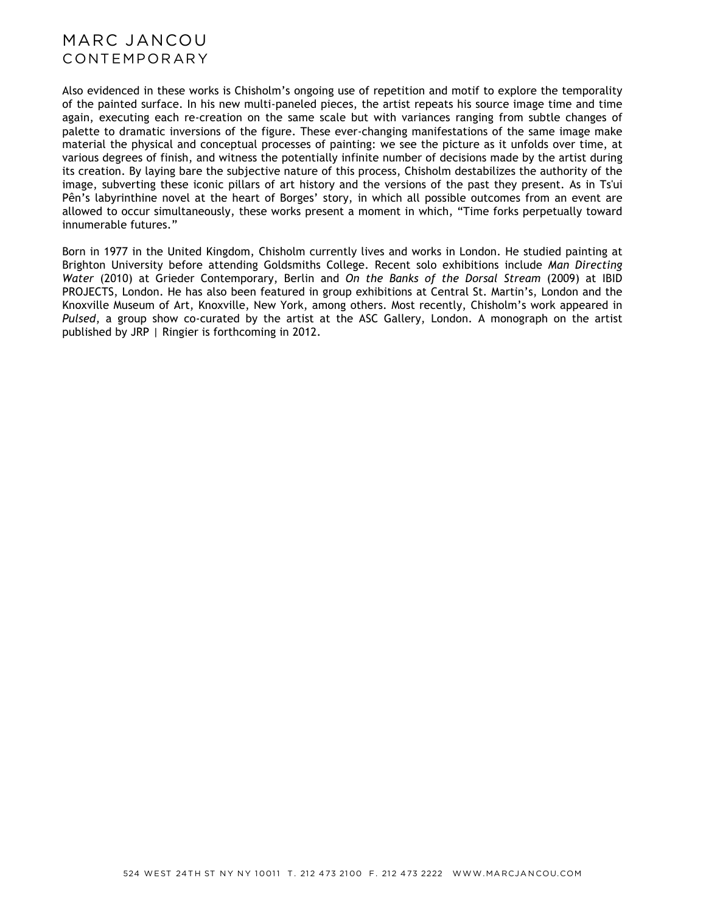Also evidenced in these works is Chisholm's ongoing use of repetition and motif to explore the temporality of the painted surface. In his new multi-paneled pieces, the artist repeats his source image time and time again, executing each re-creation on the same scale but with variances ranging from subtle changes of palette to dramatic inversions of the figure. These ever-changing manifestations of the same image make material the physical and conceptual processes of painting: we see the picture as it unfolds over time, at various degrees of finish, and witness the potentially infinite number of decisions made by the artist during its creation. By laying bare the subjective nature of this process, Chisholm destabilizes the authority of the image, subverting these iconic pillars of art history and the versions of the past they present. As in Ts'ui Pên's labyrinthine novel at the heart of Borges' story, in which all possible outcomes from an event are allowed to occur simultaneously, these works present a moment in which, "Time forks perpetually toward innumerable futures."

Born in 1977 in the United Kingdom, Chisholm currently lives and works in London. He studied painting at Brighton University before attending Goldsmiths College. Recent solo exhibitions include *Man Directing Water* (2010) at Grieder Contemporary, Berlin and *On the Banks of the Dorsal Stream* (2009) at IBID PROJECTS, London. He has also been featured in group exhibitions at Central St. Martin's, London and the Knoxville Museum of Art, Knoxville, New York, among others. Most recently, Chisholm's work appeared in *Pulsed*, a group show co-curated by the artist at the ASC Gallery, London. A monograph on the artist published by JRP | Ringier is forthcoming in 2012.